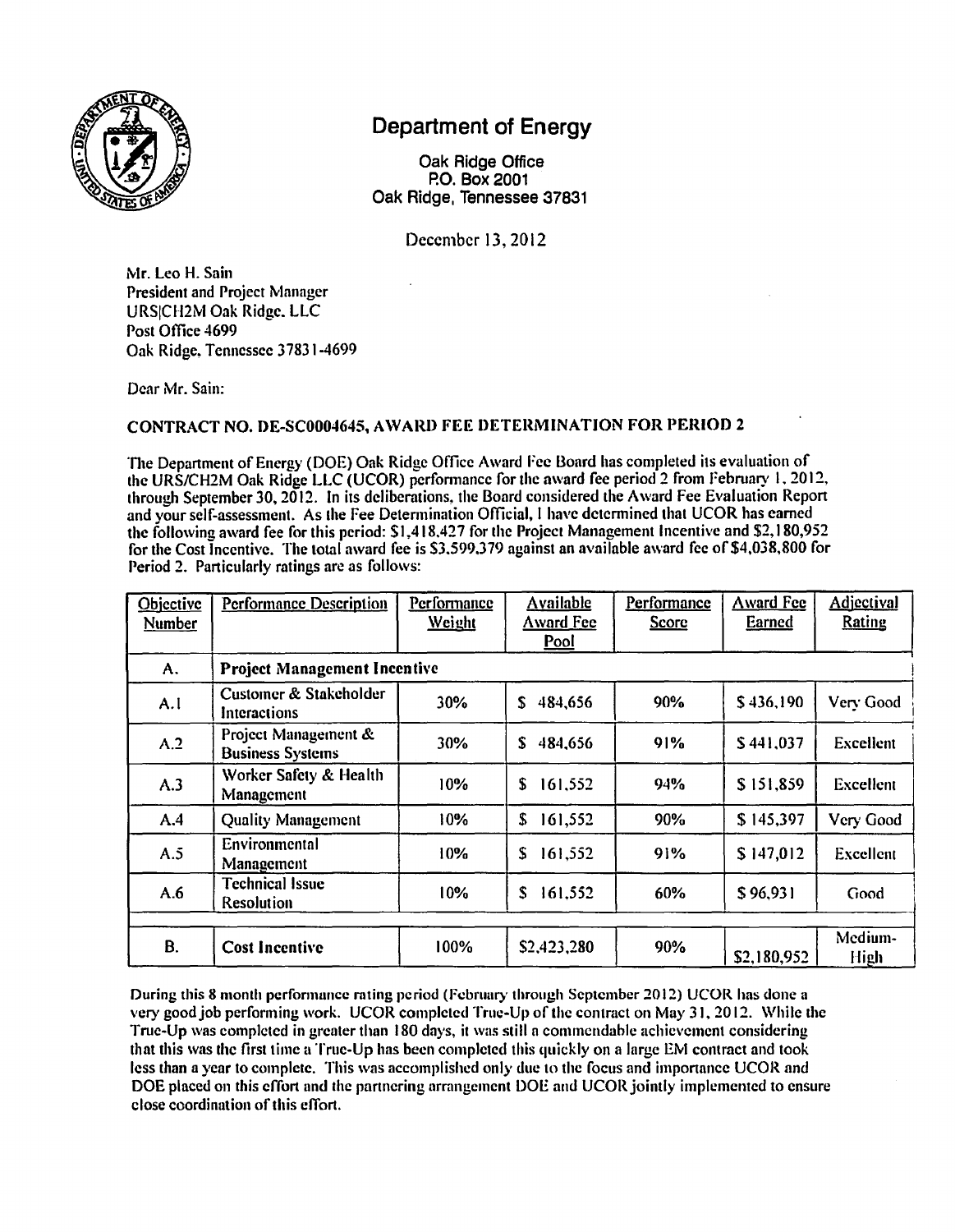# Department of Energy

Oak Ridge Office
P.O. Box 2001
Oak Ridge, Tennessee 37831

December 13, 2012

Mr. Leo H. Sain
President and Project Manager
URS|CH2M Oak Ridge, LLC
Post Office 4699
Oak Ridge, Tennessee 37831-4699

Dear Mr. Sain:

**CONTRACT NO. DE-SC0004645, AWARD FEE DETERMINATION FOR PERIOD 2**

The Department of Energy (DOE) Oak Ridge Office Award Fee Board has completed its evaluation of the URS/CH2M Oak Ridge LLC (UCOR) performance for the award fee period 2 from February 1, 2012, through September 30, 2012. In its deliberations, the Board considered the Award Fee Evaluation Report and your self-assessment. As the Fee Determination Official, I have determined that UCOR has earned the following award fee for this period: $1,418,427 for the Project Management Incentive and $2,180,952 for the Cost Incentive. The total award fee is $3,599,379 against an available award fee of $4,038,800 for Period 2. Particularly ratings are as follows:

| Objective Number | Performance Description | Performance Weight | Available Award Fee Pool | Performance Score | Award Fee Earned | Adjectival Rating |
|---|---|---|---|---|---|---|
| A. | **Project Management Incentive** | | | | | |
| A.1 | Customer & Stakeholder Interactions | 30% | $ 484,656 | 90% | $ 436,190 | Very Good |
| A.2 | Project Management & Business Systems | 30% | $ 484,656 | 91% | $ 441,037 | Excellent |
| A.3 | Worker Safety & Health Management | 10% | $ 161,552 | 94% | $ 151,859 | Excellent |
| A.4 | Quality Management | 10% | $ 161,552 | 90% | $ 145,397 | Very Good |
| A.5 | Environmental Management | 10% | $ 161,552 | 91% | $ 147,012 | Excellent |
| A.6 | Technical Issue Resolution | 10% | $ 161,552 | 60% | $ 96,931 | Good |
| B. | **Cost Incentive** | 100% | $2,423,280 | 90% | $2,180,952 | Medium-High |

During this 8 month performance rating period (February through September 2012) UCOR has done a very good job performing work. UCOR completed True-Up of the contract on May 31, 2012. While the True-Up was completed in greater than 180 days, it was still a commendable achievement considering that this was the first time a True-Up has been completed this quickly on a large EM contract and took less than a year to complete. This was accomplished only due to the focus and importance UCOR and DOE placed on this effort and the partnering arrangement DOE and UCOR jointly implemented to ensure close coordination of this effort.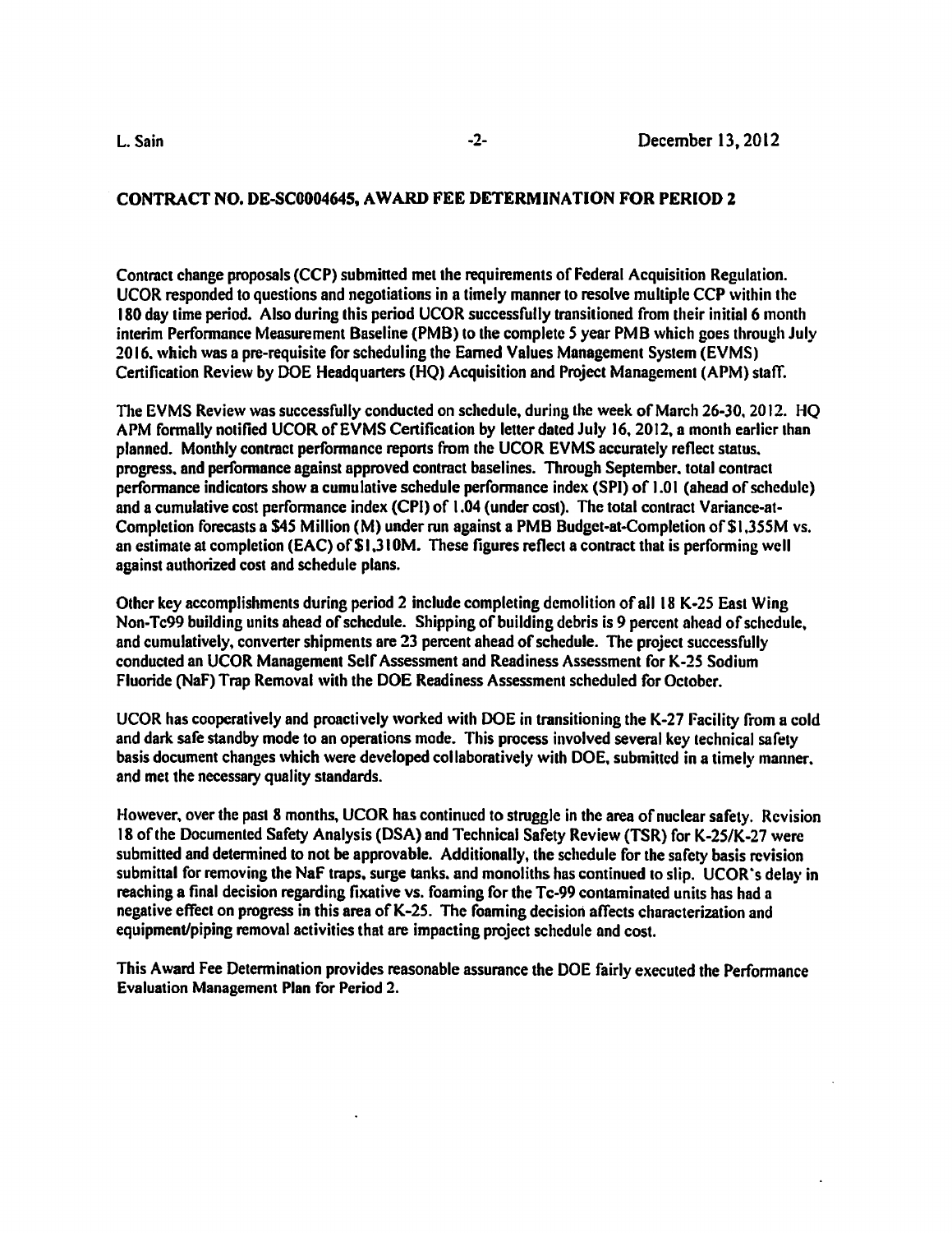**CONTRACT NO. DE-SC0004645, AWARD FEE DETERMINATION FOR PERIOD 2**

Contract change proposals (CCP) submitted met the requirements of Federal Acquisition Regulation. UCOR responded to questions and negotiations in a timely manner to resolve multiple CCP within the 180 day time period. Also during this period UCOR successfully transitioned from their initial 6 month interim Performance Measurement Baseline (PMB) to the complete 5 year PMB which goes through July 2016, which was a pre-requisite for scheduling the Earned Values Management System (EVMS) Certification Review by DOE Headquarters (HQ) Acquisition and Project Management (APM) staff.

The EVMS Review was successfully conducted on schedule, during the week of March 26-30, 2012. HQ APM formally notified UCOR of EVMS Certification by letter dated July 16, 2012, a month earlier than planned. Monthly contract performance reports from the UCOR EVMS accurately reflect status, progress, and performance against approved contract baselines. Through September, total contract performance indicators show a cumulative schedule performance index (SPI) of 1.01 (ahead of schedule) and a cumulative cost performance index (CPI) of 1.04 (under cost). The total contract Variance-at-Completion forecasts a $45 Million (M) under run against a PMB Budget-at-Completion of $1,355M vs. an estimate at completion (EAC) of $1,310M. These figures reflect a contract that is performing well against authorized cost and schedule plans.

Other key accomplishments during period 2 include completing demolition of all 18 K-25 East Wing Non-Tc99 building units ahead of schedule. Shipping of building debris is 9 percent ahead of schedule, and cumulatively, converter shipments are 23 percent ahead of schedule. The project successfully conducted an UCOR Management Self Assessment and Readiness Assessment for K-25 Sodium Fluoride (NaF) Trap Removal with the DOE Readiness Assessment scheduled for October.

UCOR has cooperatively and proactively worked with DOE in transitioning the K-27 Facility from a cold and dark safe standby mode to an operations mode. This process involved several key technical safety basis document changes which were developed collaboratively with DOE, submitted in a timely manner, and met the necessary quality standards.

However, over the past 8 months, UCOR has continued to struggle in the area of nuclear safety. Revision 18 of the Documented Safety Analysis (DSA) and Technical Safety Review (TSR) for K-25/K-27 were submitted and determined to not be approvable. Additionally, the schedule for the safety basis revision submittal for removing the NaF traps, surge tanks, and monoliths has continued to slip. UCOR's delay in reaching a final decision regarding fixative vs. foaming for the Tc-99 contaminated units has had a negative effect on progress in this area of K-25. The foaming decision affects characterization and equipment/piping removal activities that are impacting project schedule and cost.

This Award Fee Determination provides reasonable assurance the DOE fairly executed the Performance Evaluation Management Plan for Period 2.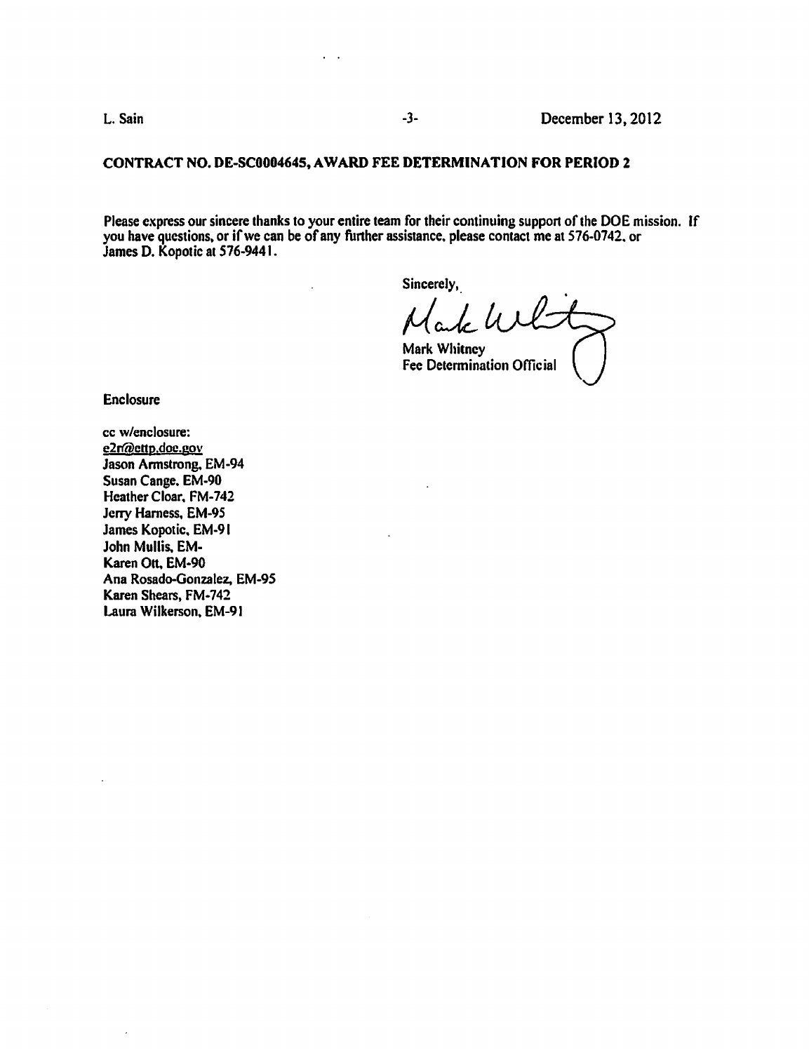**CONTRACT NO. DE-SC0004645, AWARD FEE DETERMINATION FOR PERIOD 2**

Please express our sincere thanks to your entire team for their continuing support of the DOE mission. If you have questions, or if we can be of any further assistance, please contact me at 576-0742, or James D. Kopotic at 576-9441.

Sincerely,

Mark Whitney
Fee Determination Official

Enclosure

cc w/enclosure:
e2r@ettp.doe.gov
Jason Armstrong, EM-94
Susan Cange, EM-90
Heather Cloar, FM-742
Jerry Harness, EM-95
James Kopotic, EM-91
John Mullis, EM-
Karen Ott, EM-90
Ana Rosado-Gonzalez, EM-95
Karen Shears, FM-742
Laura Wilkerson, EM-91